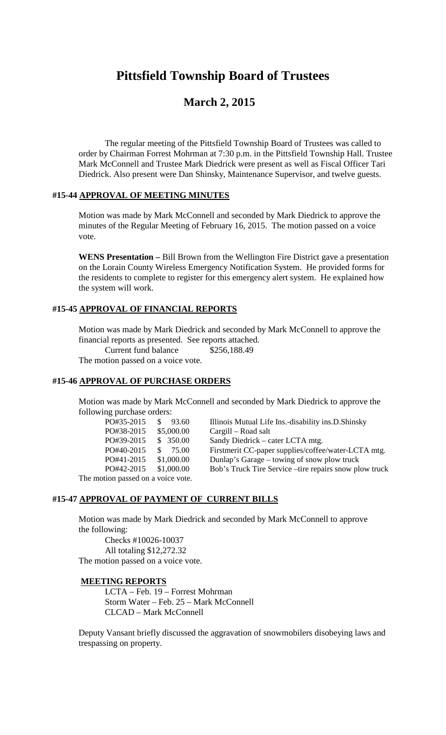# Pittsfield Township Board of Trustees

## March 2, 2015

The regular meeting of the Pittsfield Township Board of Trustees was called to order by Chairman Forrest Mohrman at 7:30 p.m. in the Pittsfield Township Hall. Trustee Mark McConnell and Trustee Mark Diedrick were present as well as Fiscal Officer Tari Diedrick. Also present were Dan Shinsky, Maintenance Supervisor, and twelve guests.

### #15-44 APPROVAL OF MEETING MINUTES

Motion was made by Mark McConnell and seconded by Mark Diedrick to approve the minutes of the Regular Meeting of February 16, 2015. The motion passed on a voice vote.

**WENS Presentation –** Bill Brown from the Wellington Fire District gave a presentation on the Lorain County Wireless Emergency Notification System. He provided forms for the residents to complete to register for this emergency alert system. He explained how the system will work.

### #15-45 APPROVAL OF FINANCIAL REPORTS

Motion was made by Mark Diedrick and seconded by Mark McConnell to approve the financial reports as presented. See reports attached.

Current fund balance $256,188.49

The motion passed on a voice vote.

### #15-46 APPROVAL OF PURCHASE ORDERS

Motion was made by Mark McConnell and seconded by Mark Diedrick to approve the following purchase orders:

| | | |
|---|---|---|
| PO#35-2015 | $ 93.60 | Illinois Mutual Life Ins.-disability ins.D.Shinsky |
| PO#38-2015 | $5,000.00 | Cargill – Road salt |
| PO#39-2015 | $ 350.00 | Sandy Diedrick – cater LCTA mtg. |
| PO#40-2015 | $ 75.00 | Firstmerit CC-paper supplies/coffee/water-LCTA mtg. |
| PO#41-2015 | $1,000.00 | Dunlap's Garage – towing of snow plow truck |
| PO#42-2015 | $1,000.00 | Bob's Truck Tire Service –tire repairs snow plow truck |

The motion passed on a voice vote.

### #15-47 APPROVAL OF PAYMENT OF CURRENT BILLS

Motion was made by Mark Diedrick and seconded by Mark McConnell to approve the following:

Checks #10026-10037

All totaling $12,272.32

The motion passed on a voice vote.

### MEETING REPORTS

LCTA – Feb. 19 – Forrest Mohrman
Storm Water – Feb. 25 – Mark McConnell
CLCAD – Mark McConnell

Deputy Vansant briefly discussed the aggravation of snowmobilers disobeying laws and trespassing on property.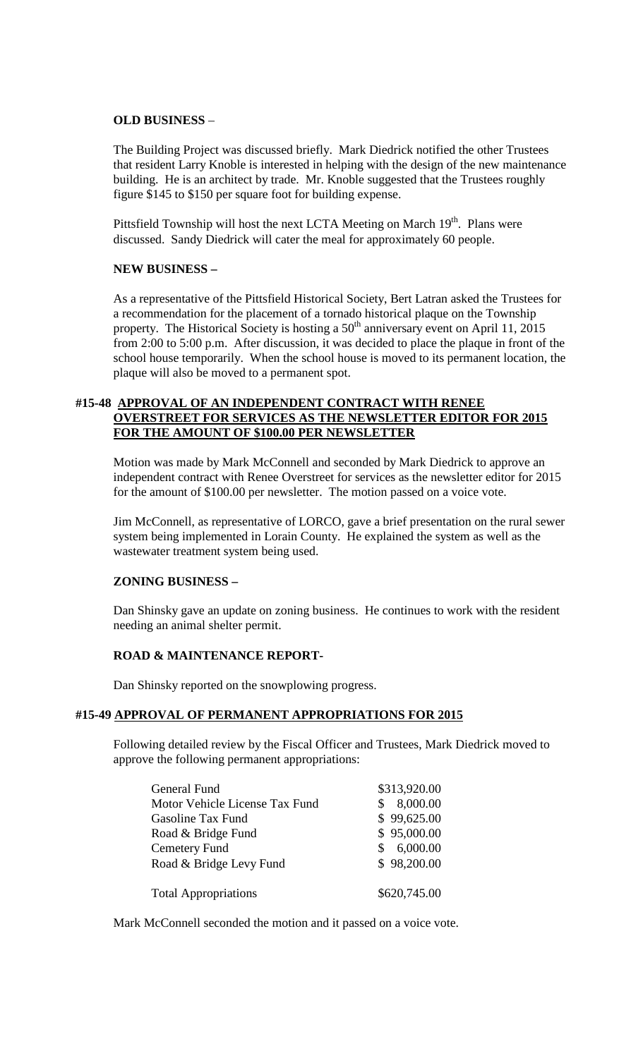**OLD BUSINESS** –

The Building Project was discussed briefly. Mark Diedrick notified the other Trustees that resident Larry Knoble is interested in helping with the design of the new maintenance building. He is an architect by trade. Mr. Knoble suggested that the Trustees roughly figure \$145 to \$150 per square foot for building expense.

Pittsfield Township will host the next LCTA Meeting on March 19th. Plans were discussed. Sandy Diedrick will cater the meal for approximately 60 people.

**NEW BUSINESS –**

As a representative of the Pittsfield Historical Society, Bert Latran asked the Trustees for a recommendation for the placement of a tornado historical plaque on the Township property. The Historical Society is hosting a 50th anniversary event on April 11, 2015 from 2:00 to 5:00 p.m. After discussion, it was decided to place the plaque in front of the school house temporarily. When the school house is moved to its permanent location, the plaque will also be moved to a permanent spot.

**#15-48 APPROVAL OF AN INDEPENDENT CONTRACT WITH RENEE OVERSTREET FOR SERVICES AS THE NEWSLETTER EDITOR FOR 2015 FOR THE AMOUNT OF \$100.00 PER NEWSLETTER**

Motion was made by Mark McConnell and seconded by Mark Diedrick to approve an independent contract with Renee Overstreet for services as the newsletter editor for 2015 for the amount of \$100.00 per newsletter. The motion passed on a voice vote.

Jim McConnell, as representative of LORCO, gave a brief presentation on the rural sewer system being implemented in Lorain County. He explained the system as well as the wastewater treatment system being used.

**ZONING BUSINESS –**

Dan Shinsky gave an update on zoning business. He continues to work with the resident needing an animal shelter permit.

**ROAD & MAINTENANCE REPORT-**

Dan Shinsky reported on the snowplowing progress.

**#15-49 APPROVAL OF PERMANENT APPROPRIATIONS FOR 2015**

Following detailed review by the Fiscal Officer and Trustees, Mark Diedrick moved to approve the following permanent appropriations:

| | |
|---|---|
| General Fund | \$313,920.00 |
| Motor Vehicle License Tax Fund | \$ 8,000.00 |
| Gasoline Tax Fund | \$ 99,625.00 |
| Road & Bridge Fund | \$ 95,000.00 |
| Cemetery Fund | \$ 6,000.00 |
| Road & Bridge Levy Fund | \$ 98,200.00 |
| Total Appropriations | \$620,745.00 |

Mark McConnell seconded the motion and it passed on a voice vote.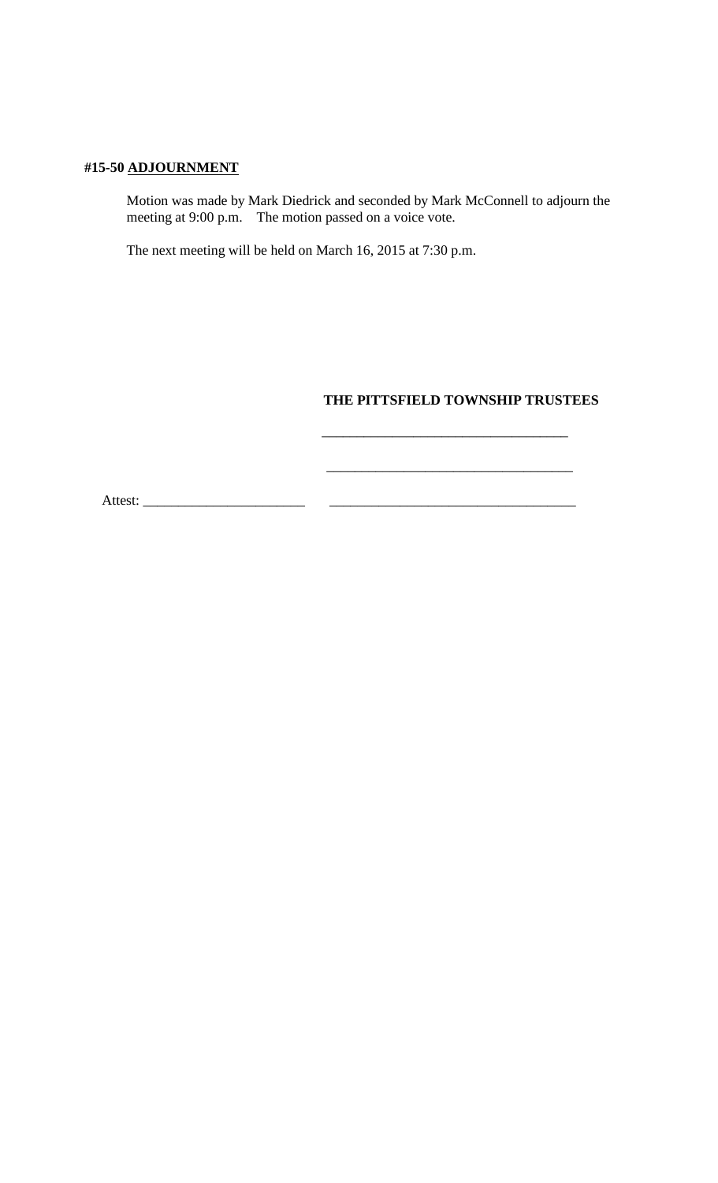**#15-50 ADJOURNMENT**

Motion was made by Mark Diedrick and seconded by Mark McConnell to adjourn the meeting at 9:00 p.m. The motion passed on a voice vote.

The next meeting will be held on March 16, 2015 at 7:30 p.m.

**THE PITTSFIELD TOWNSHIP TRUSTEES**

___________________________________

___________________________________

Attest: _______________________ ___________________________________